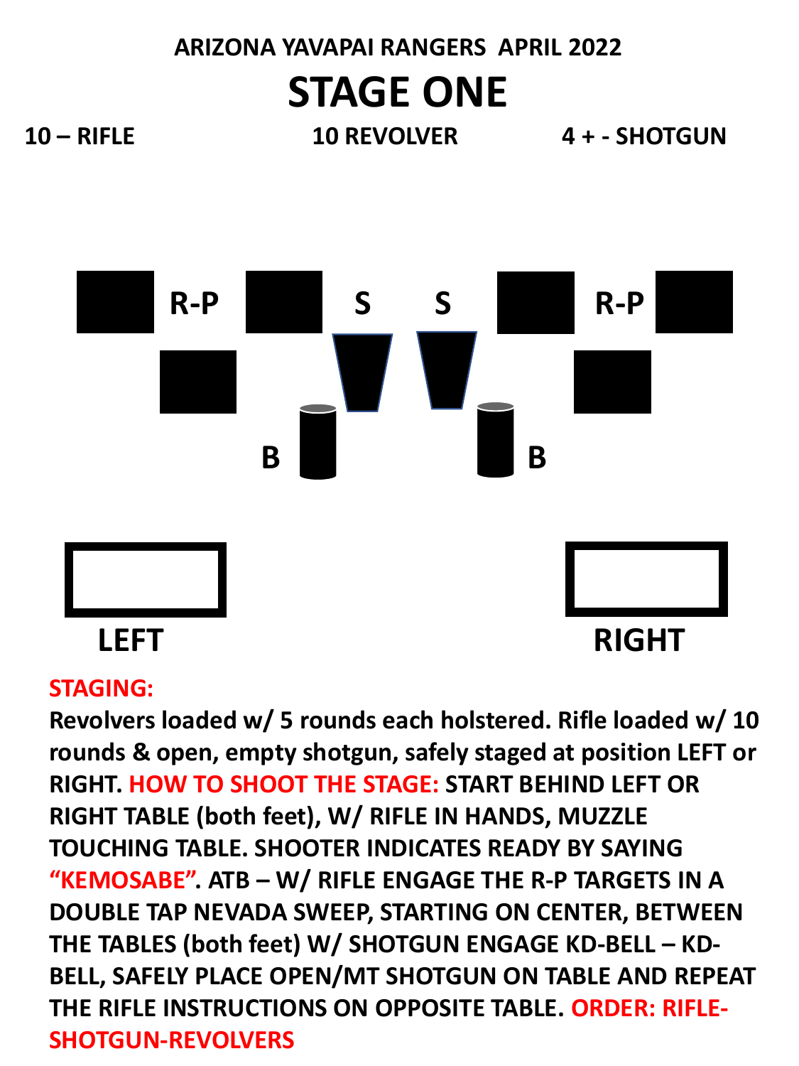**ARIZONA YAVAPAI RANGERS APRIL 2022**

# STAGE ONE

**10 – RIFLE** | **10 REVOLVER** | **4 + - SHOTGUN**

R-P S S R-P

B B

LEFT RIGHT

**STAGING:**
**Revolvers loaded w/ 5 rounds each holstered. Rifle loaded w/ 10 rounds & open, empty shotgun, safely staged at position LEFT or RIGHT. HOW TO SHOOT THE STAGE: START BEHIND LEFT OR RIGHT TABLE (both feet), W/ RIFLE IN HANDS, MUZZLE TOUCHING TABLE. SHOOTER INDICATES READY BY SAYING "KEMOSABE". ATB – W/ RIFLE ENGAGE THE R-P TARGETS IN A DOUBLE TAP NEVADA SWEEP, STARTING ON CENTER, BETWEEN THE TABLES (both feet) W/ SHOTGUN ENGAGE KD-BELL – KD-BELL, SAFELY PLACE OPEN/MT SHOTGUN ON TABLE AND REPEAT THE RIFLE INSTRUCTIONS ON OPPOSITE TABLE. ORDER: RIFLE-SHOTGUN-REVOLVERS**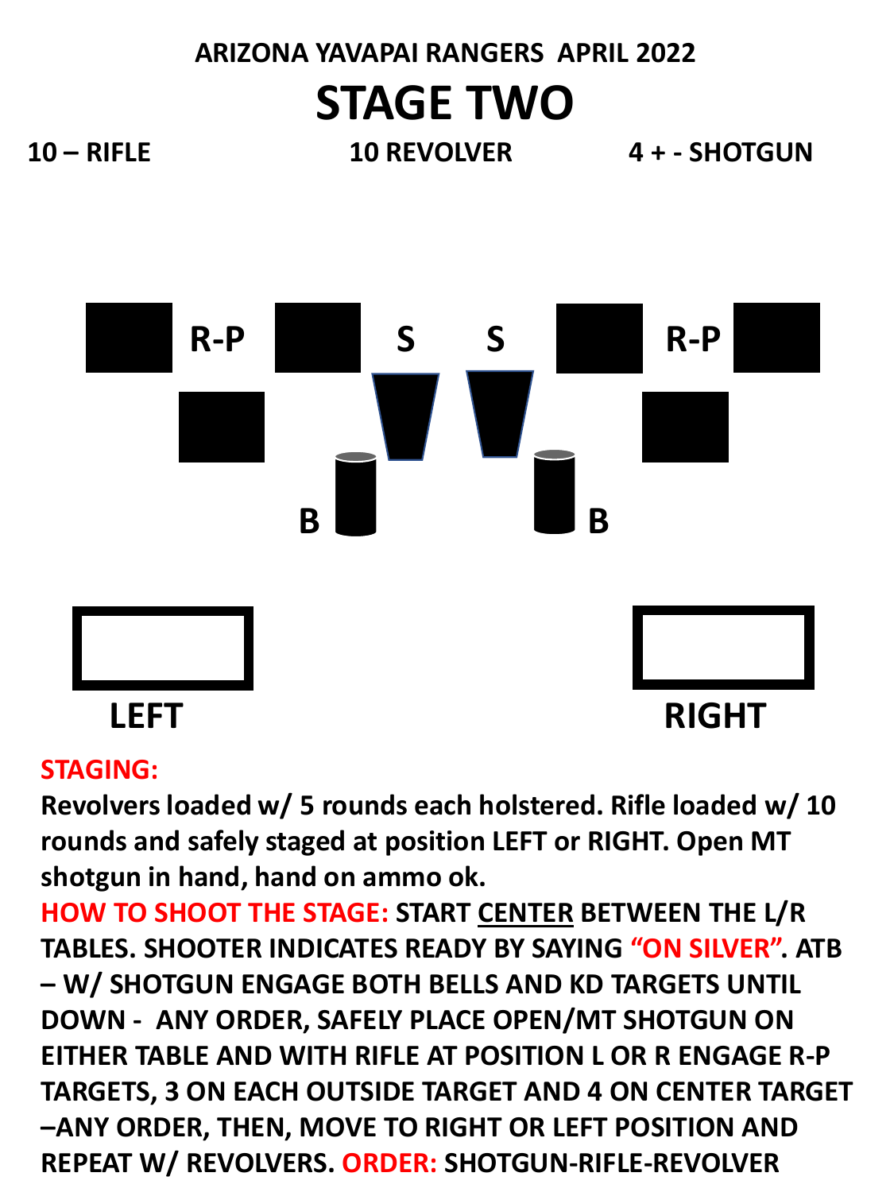**ARIZONA YAVAPAI RANGERS APRIL 2022**

# STAGE TWO

**10 – RIFLE** **10 REVOLVER** **4 + - SHOTGUN**

R-P S S R-P

B B

LEFT RIGHT

**STAGING:**

**Revolvers loaded w/ 5 rounds each holstered. Rifle loaded w/ 10 rounds and safely staged at position LEFT or RIGHT. Open MT shotgun in hand, hand on ammo ok.**

**HOW TO SHOOT THE STAGE: START CENTER BETWEEN THE L/R TABLES. SHOOTER INDICATES READY BY SAYING "ON SILVER". ATB – W/ SHOTGUN ENGAGE BOTH BELLS AND KD TARGETS UNTIL DOWN - ANY ORDER, SAFELY PLACE OPEN/MT SHOTGUN ON EITHER TABLE AND WITH RIFLE AT POSITION L OR R ENGAGE R-P TARGETS, 3 ON EACH OUTSIDE TARGET AND 4 ON CENTER TARGET –ANY ORDER, THEN, MOVE TO RIGHT OR LEFT POSITION AND REPEAT W/ REVOLVERS. ORDER: SHOTGUN-RIFLE-REVOLVER**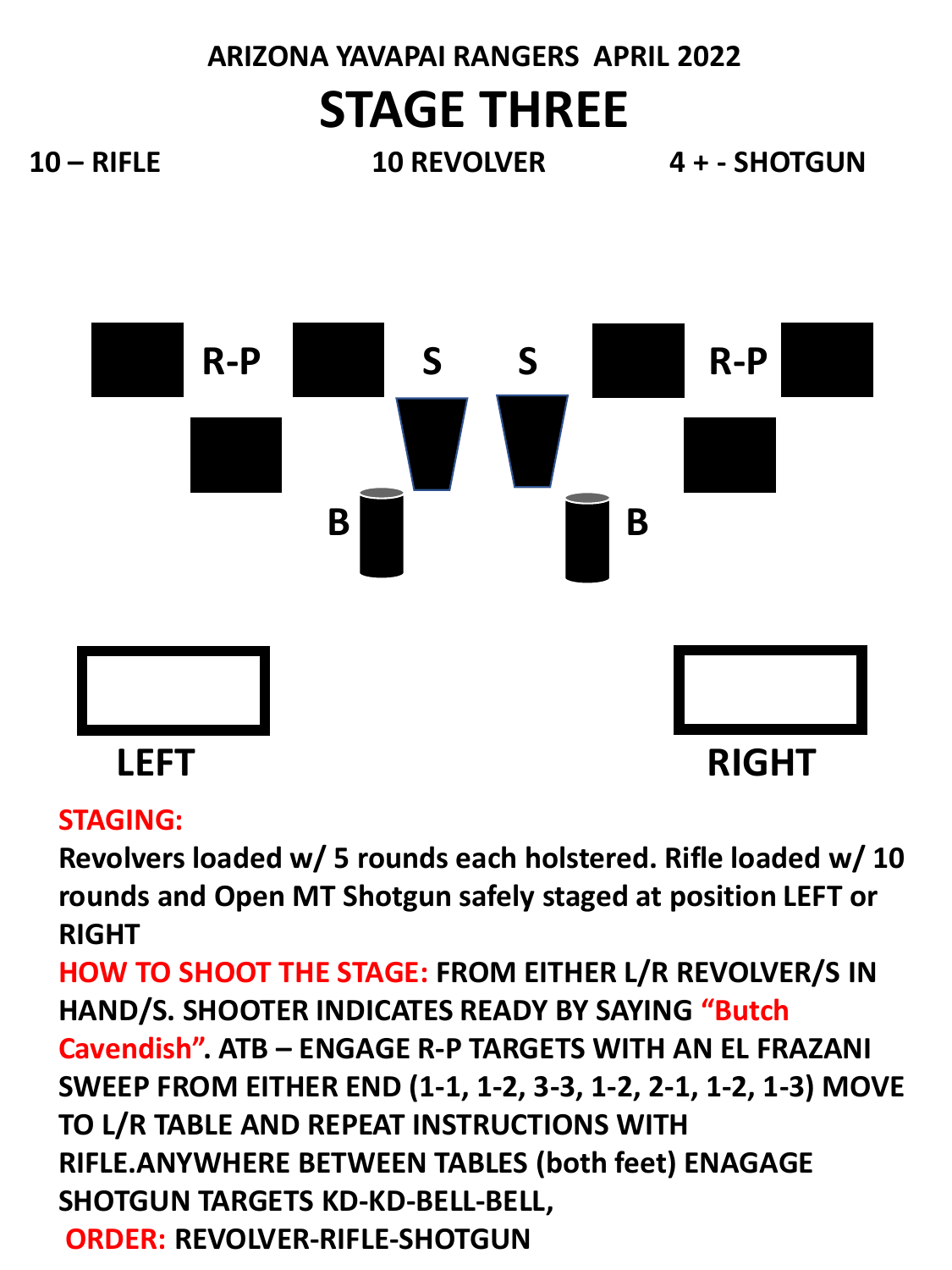**ARIZONA YAVAPAI RANGERS APRIL 2022**

# STAGE THREE

**10 – RIFLE** **10 REVOLVER** **4 + - SHOTGUN**

R-P S S R-P

B B

LEFT RIGHT

**STAGING:**

**Revolvers loaded w/ 5 rounds each holstered. Rifle loaded w/ 10 rounds and Open MT Shotgun safely staged at position LEFT or RIGHT**

**HOW TO SHOOT THE STAGE: FROM EITHER L/R REVOLVER/S IN HAND/S. SHOOTER INDICATES READY BY SAYING "Butch Cavendish". ATB – ENGAGE R-P TARGETS WITH AN EL FRAZANI SWEEP FROM EITHER END (1-1, 1-2, 3-3, 1-2, 2-1, 1-2, 1-3) MOVE TO L/R TABLE AND REPEAT INSTRUCTIONS WITH RIFLE.ANYWHERE BETWEEN TABLES (both feet) ENAGAGE SHOTGUN TARGETS KD-KD-BELL-BELL,**

**ORDER: REVOLVER-RIFLE-SHOTGUN**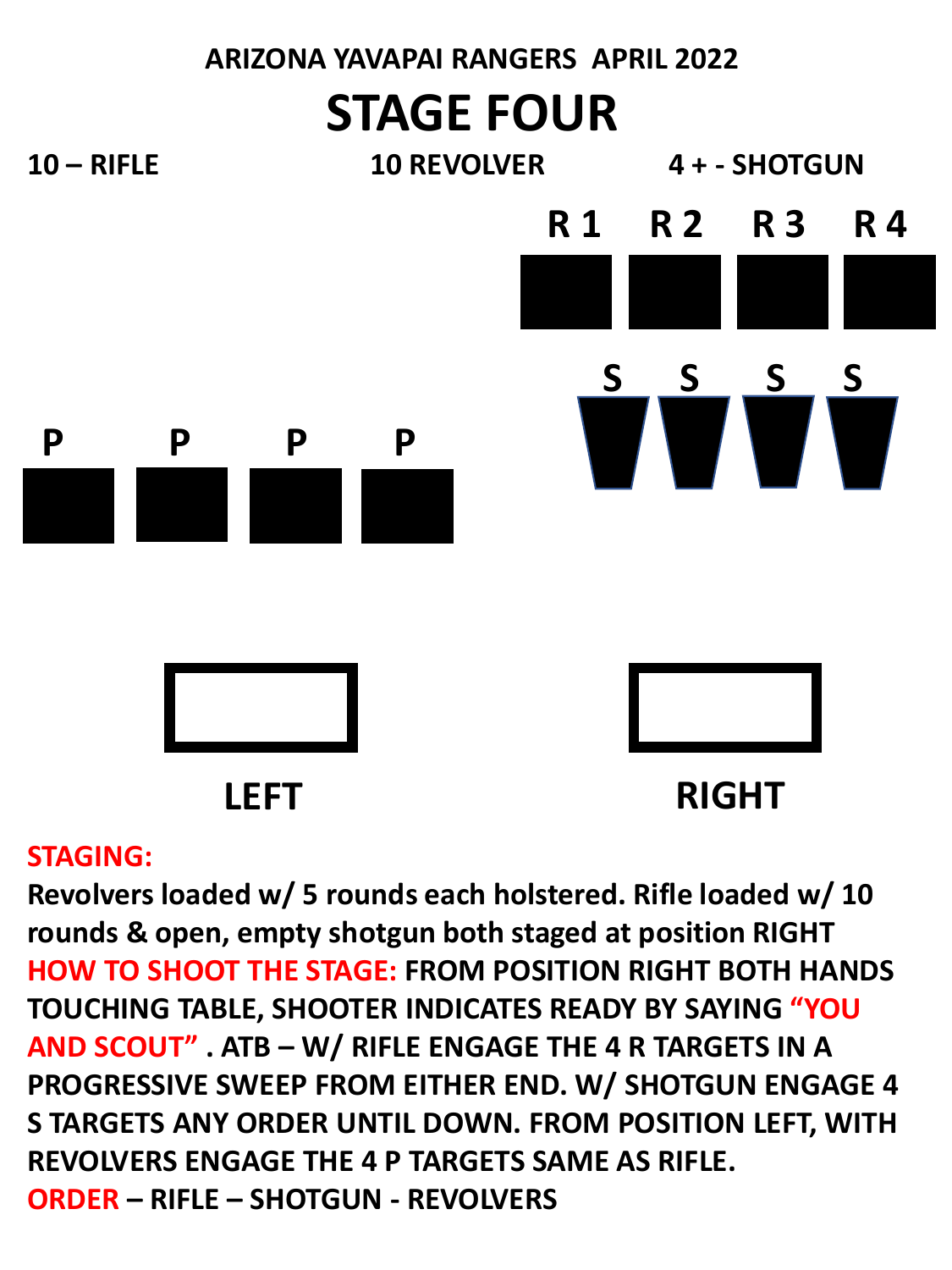**ARIZONA YAVAPAI RANGERS APRIL 2022**

# STAGE FOUR

**10 – RIFLE** **10 REVOLVER** **4 + - SHOTGUN**

R 1 R 2 R 3 R 4

S S S S

P P P P

LEFT RIGHT

**STAGING:**
**Revolvers loaded w/ 5 rounds each holstered. Rifle loaded w/ 10 rounds & open, empty shotgun both staged at position RIGHT**

**HOW TO SHOOT THE STAGE:** **FROM POSITION RIGHT BOTH HANDS TOUCHING TABLE, SHOOTER INDICATES READY BY SAYING "YOU AND SCOUT" . ATB – W/ RIFLE ENGAGE THE 4 R TARGETS IN A PROGRESSIVE SWEEP FROM EITHER END. W/ SHOTGUN ENGAGE 4 S TARGETS ANY ORDER UNTIL DOWN. FROM POSITION LEFT, WITH REVOLVERS ENGAGE THE 4 P TARGETS SAME AS RIFLE.**

**ORDER** **– RIFLE – SHOTGUN - REVOLVERS**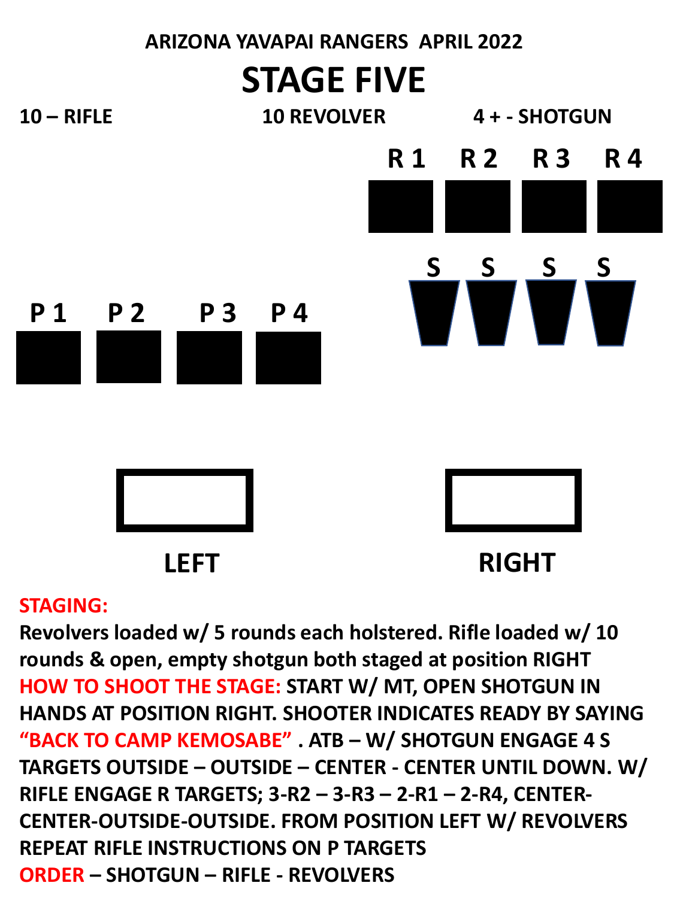**ARIZONA YAVAPAI RANGERS APRIL 2022**

# STAGE FIVE

**10 – RIFLE** **10 REVOLVER** **4 + - SHOTGUN**

R 1 R 2 R 3 R 4

S S S S

P 1 P 2 P 3 P 4

LEFT RIGHT

**STAGING:**

**Revolvers loaded w/ 5 rounds each holstered. Rifle loaded w/ 10 rounds & open, empty shotgun both staged at position RIGHT**

**HOW TO SHOOT THE STAGE: START W/ MT, OPEN SHOTGUN IN HANDS AT POSITION RIGHT. SHOOTER INDICATES READY BY SAYING "BACK TO CAMP KEMOSABE" . ATB – W/ SHOTGUN ENGAGE 4 S TARGETS OUTSIDE – OUTSIDE – CENTER - CENTER UNTIL DOWN. W/ RIFLE ENGAGE R TARGETS; 3-R2 – 3-R3 – 2-R1 – 2-R4, CENTER-CENTER-OUTSIDE-OUTSIDE. FROM POSITION LEFT W/ REVOLVERS REPEAT RIFLE INSTRUCTIONS ON P TARGETS**

**ORDER – SHOTGUN – RIFLE - REVOLVERS**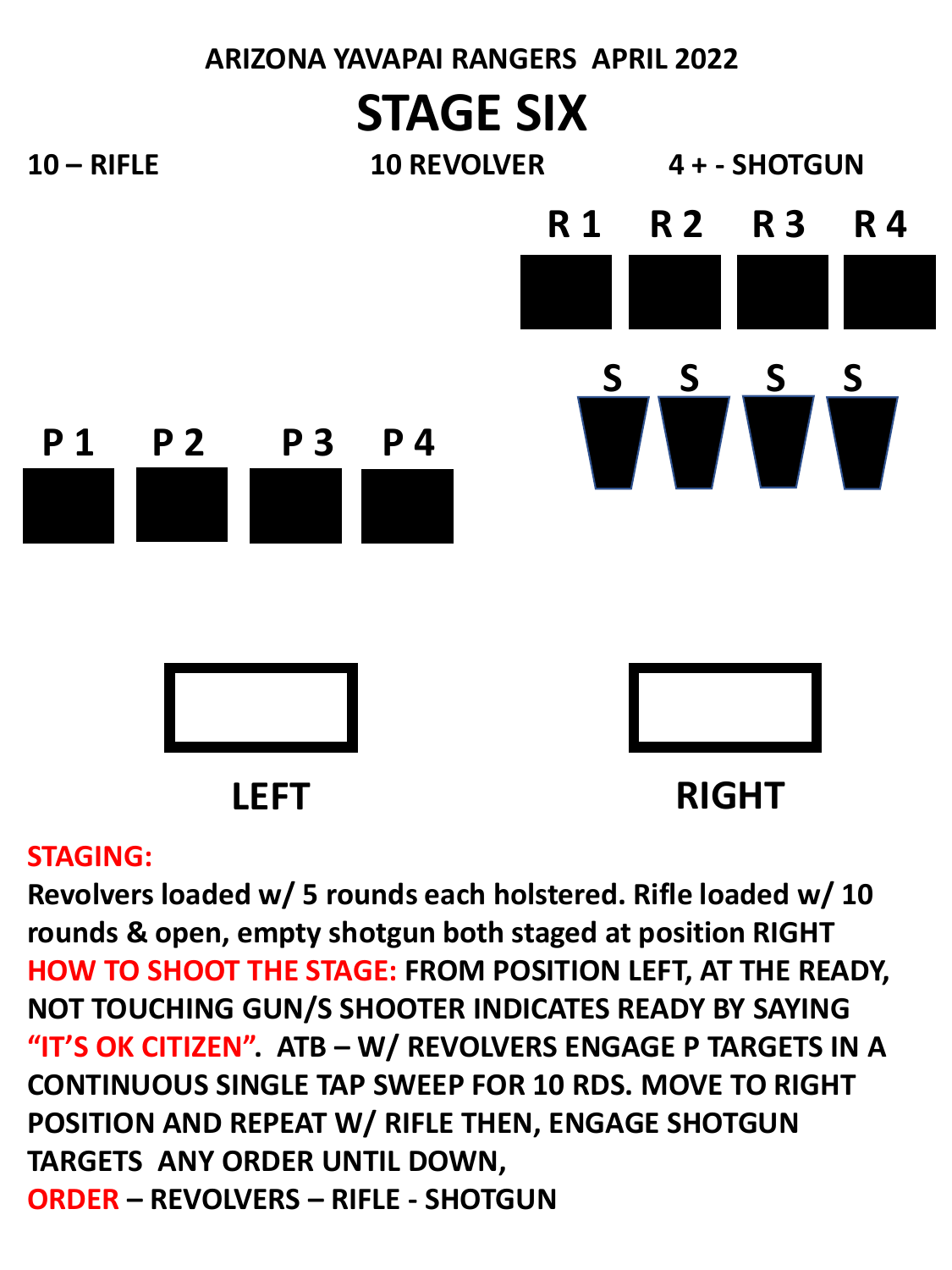ARIZONA YAVAPAI RANGERS APRIL 2022

# STAGE SIX

10 – RIFLE

10 REVOLVER

4 + - SHOTGUN

R 1 R 2 R 3 R 4

S S S S

P 1 P 2 P 3 P 4

LEFT

RIGHT

**STAGING:**
Revolvers loaded w/ 5 rounds each holstered. Rifle loaded w/ 10 rounds & open, empty shotgun both staged at position RIGHT

**HOW TO SHOOT THE STAGE:** FROM POSITION LEFT, AT THE READY, NOT TOUCHING GUN/S SHOOTER INDICATES READY BY SAYING **"IT'S OK CITIZEN"**. ATB – W/ REVOLVERS ENGAGE P TARGETS IN A CONTINUOUS SINGLE TAP SWEEP FOR 10 RDS. MOVE TO RIGHT POSITION AND REPEAT W/ RIFLE THEN, ENGAGE SHOTGUN TARGETS ANY ORDER UNTIL DOWN,

**ORDER** – REVOLVERS – RIFLE - SHOTGUN